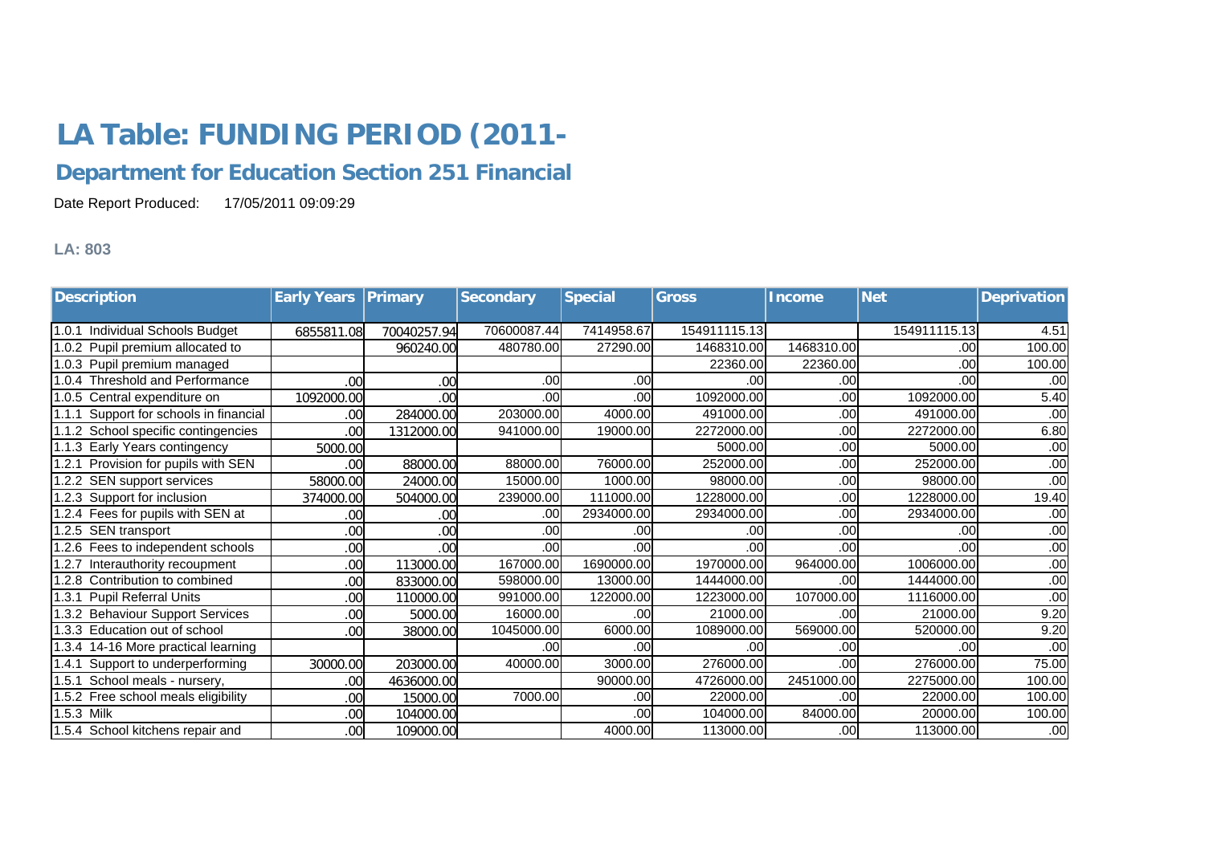# LA Table: FUNDING PERIOD (2011-

## Department for Education Section 251 Financial

Date Report Produced: 17/05/2011 09:09:29

**LA: 803**

| Description | Early Years | Primary | Secondary | Special | Gross | Income | Net | Deprivation |
|---|---|---|---|---|---|---|---|---|
| 1.0.1 Individual Schools Budget | 6855811.08 | 70040257.94 | 70600087.44 | 7414958.67 | 154911115.13 | | 154911115.13 | 4.51 |
| 1.0.2 Pupil premium allocated to | | 960240.00 | 480780.00 | 27290.00 | 1468310.00 | 1468310.00 | .00 | 100.00 |
| 1.0.3 Pupil premium managed | | | | | 22360.00 | 22360.00 | .00 | 100.00 |
| 1.0.4 Threshold and Performance | .00 | .00 | .00 | .00 | .00 | .00 | .00 | .00 |
| 1.0.5 Central expenditure on | 1092000.00 | .00 | .00 | .00 | 1092000.00 | .00 | 1092000.00 | 5.40 |
| 1.1.1 Support for schools in financial | .00 | 284000.00 | 203000.00 | 4000.00 | 491000.00 | .00 | 491000.00 | .00 |
| 1.1.2 School specific contingencies | .00 | 1312000.00 | 941000.00 | 19000.00 | 2272000.00 | .00 | 2272000.00 | 6.80 |
| 1.1.3 Early Years contingency | 5000.00 | | | | 5000.00 | .00 | 5000.00 | .00 |
| 1.2.1 Provision for pupils with SEN | .00 | 88000.00 | 88000.00 | 76000.00 | 252000.00 | .00 | 252000.00 | .00 |
| 1.2.2 SEN support services | 58000.00 | 24000.00 | 15000.00 | 1000.00 | 98000.00 | .00 | 98000.00 | .00 |
| 1.2.3 Support for inclusion | 374000.00 | 504000.00 | 239000.00 | 111000.00 | 1228000.00 | .00 | 1228000.00 | 19.40 |
| 1.2.4 Fees for pupils with SEN at | .00 | .00 | .00 | 2934000.00 | 2934000.00 | .00 | 2934000.00 | .00 |
| 1.2.5 SEN transport | .00 | .00 | .00 | .00 | .00 | .00 | .00 | .00 |
| 1.2.6 Fees to independent schools | .00 | .00 | .00 | .00 | .00 | .00 | .00 | .00 |
| 1.2.7 Interauthority recoupment | .00 | 113000.00 | 167000.00 | 1690000.00 | 1970000.00 | 964000.00 | 1006000.00 | .00 |
| 1.2.8 Contribution to combined | .00 | 833000.00 | 598000.00 | 13000.00 | 1444000.00 | .00 | 1444000.00 | .00 |
| 1.3.1 Pupil Referral Units | .00 | 110000.00 | 991000.00 | 122000.00 | 1223000.00 | 107000.00 | 1116000.00 | .00 |
| 1.3.2 Behaviour Support Services | .00 | 5000.00 | 16000.00 | .00 | 21000.00 | .00 | 21000.00 | 9.20 |
| 1.3.3 Education out of school | .00 | 38000.00 | 1045000.00 | 6000.00 | 1089000.00 | 569000.00 | 520000.00 | 9.20 |
| 1.3.4 14-16 More practical learning | | | .00 | .00 | .00 | .00 | .00 | .00 |
| 1.4.1 Support to underperforming | 30000.00 | 203000.00 | 40000.00 | 3000.00 | 276000.00 | .00 | 276000.00 | 75.00 |
| 1.5.1 School meals - nursery, | .00 | 4636000.00 | | 90000.00 | 4726000.00 | 2451000.00 | 2275000.00 | 100.00 |
| 1.5.2 Free school meals eligibility | .00 | 15000.00 | 7000.00 | .00 | 22000.00 | .00 | 22000.00 | 100.00 |
| 1.5.3 Milk | .00 | 104000.00 | | .00 | 104000.00 | 84000.00 | 20000.00 | 100.00 |
| 1.5.4 School kitchens repair and | .00 | 109000.00 | | 4000.00 | 113000.00 | .00 | 113000.00 | .00 |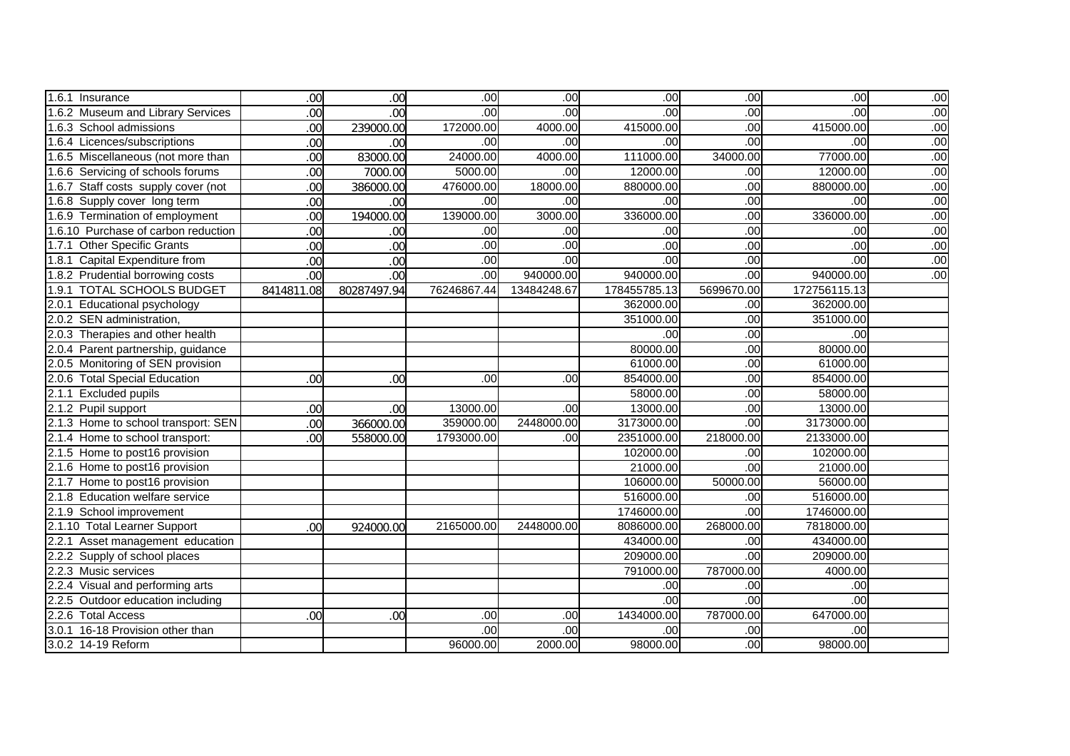|  |  |  |  |  |  |  |  |  |
|---|---|---|---|---|---|---|---|---|
| 1.6.1 Insurance | .00 | .00 | .00 | .00 | .00 | .00 | .00 | .00 |
| 1.6.2 Museum and Library Services | .00 | .00 | .00 | .00 | .00 | .00 | .00 | .00 |
| 1.6.3 School admissions | .00 | 239000.00 | 172000.00 | 4000.00 | 415000.00 | .00 | 415000.00 | .00 |
| 1.6.4 Licences/subscriptions | .00 | .00 | .00 | .00 | .00 | .00 | .00 | .00 |
| 1.6.5 Miscellaneous (not more than | .00 | 83000.00 | 24000.00 | 4000.00 | 111000.00 | 34000.00 | 77000.00 | .00 |
| 1.6.6 Servicing of schools forums | .00 | 7000.00 | 5000.00 | .00 | 12000.00 | .00 | 12000.00 | .00 |
| 1.6.7 Staff costs supply cover (not | .00 | 386000.00 | 476000.00 | 18000.00 | 880000.00 | .00 | 880000.00 | .00 |
| 1.6.8 Supply cover long term | .00 | .00 | .00 | .00 | .00 | .00 | .00 | .00 |
| 1.6.9 Termination of employment | .00 | 194000.00 | 139000.00 | 3000.00 | 336000.00 | .00 | 336000.00 | .00 |
| 1.6.10 Purchase of carbon reduction | .00 | .00 | .00 | .00 | .00 | .00 | .00 | .00 |
| 1.7.1 Other Specific Grants | .00 | .00 | .00 | .00 | .00 | .00 | .00 | .00 |
| 1.8.1 Capital Expenditure from | .00 | .00 | .00 | .00 | .00 | .00 | .00 | .00 |
| 1.8.2 Prudential borrowing costs | .00 | .00 | .00 | 940000.00 | 940000.00 | .00 | 940000.00 | .00 |
| 1.9.1 TOTAL SCHOOLS BUDGET | 8414811.08 | 80287497.94 | 76246867.44 | 13484248.67 | 178455785.13 | 5699670.00 | 172756115.13 |  |
| 2.0.1 Educational psychology |  |  |  |  | 362000.00 | .00 | 362000.00 |  |
| 2.0.2 SEN administration, |  |  |  |  | 351000.00 | .00 | 351000.00 |  |
| 2.0.3 Therapies and other health |  |  |  |  | .00 | .00 | .00 |  |
| 2.0.4 Parent partnership, guidance |  |  |  |  | 80000.00 | .00 | 80000.00 |  |
| 2.0.5 Monitoring of SEN provision |  |  |  |  | 61000.00 | .00 | 61000.00 |  |
| 2.0.6 Total Special Education | .00 | .00 | .00 | .00 | 854000.00 | .00 | 854000.00 |  |
| 2.1.1 Excluded pupils |  |  |  |  | 58000.00 | .00 | 58000.00 |  |
| 2.1.2 Pupil support | .00 | .00 | 13000.00 | .00 | 13000.00 | .00 | 13000.00 |  |
| 2.1.3 Home to school transport: SEN | .00 | 366000.00 | 359000.00 | 2448000.00 | 3173000.00 | .00 | 3173000.00 |  |
| 2.1.4 Home to school transport: | .00 | 558000.00 | 1793000.00 | .00 | 2351000.00 | 218000.00 | 2133000.00 |  |
| 2.1.5 Home to post16 provision |  |  |  |  | 102000.00 | .00 | 102000.00 |  |
| 2.1.6 Home to post16 provision |  |  |  |  | 21000.00 | .00 | 21000.00 |  |
| 2.1.7 Home to post16 provision |  |  |  |  | 106000.00 | 50000.00 | 56000.00 |  |
| 2.1.8 Education welfare service |  |  |  |  | 516000.00 | .00 | 516000.00 |  |
| 2.1.9 School improvement |  |  |  |  | 1746000.00 | .00 | 1746000.00 |  |
| 2.1.10 Total Learner Support | .00 | 924000.00 | 2165000.00 | 2448000.00 | 8086000.00 | 268000.00 | 7818000.00 |  |
| 2.2.1 Asset management education |  |  |  |  | 434000.00 | .00 | 434000.00 |  |
| 2.2.2 Supply of school places |  |  |  |  | 209000.00 | .00 | 209000.00 |  |
| 2.2.3 Music services |  |  |  |  | 791000.00 | 787000.00 | 4000.00 |  |
| 2.2.4 Visual and performing arts |  |  |  |  | .00 | .00 | .00 |  |
| 2.2.5 Outdoor education including |  |  |  |  | .00 | .00 | .00 |  |
| 2.2.6 Total Access | .00 | .00 | .00 | .00 | 1434000.00 | 787000.00 | 647000.00 |  |
| 3.0.1 16-18 Provision other than |  |  | .00 | .00 | .00 | .00 | .00 |  |
| 3.0.2 14-19 Reform |  |  | 96000.00 | 2000.00 | 98000.00 | .00 | 98000.00 |  |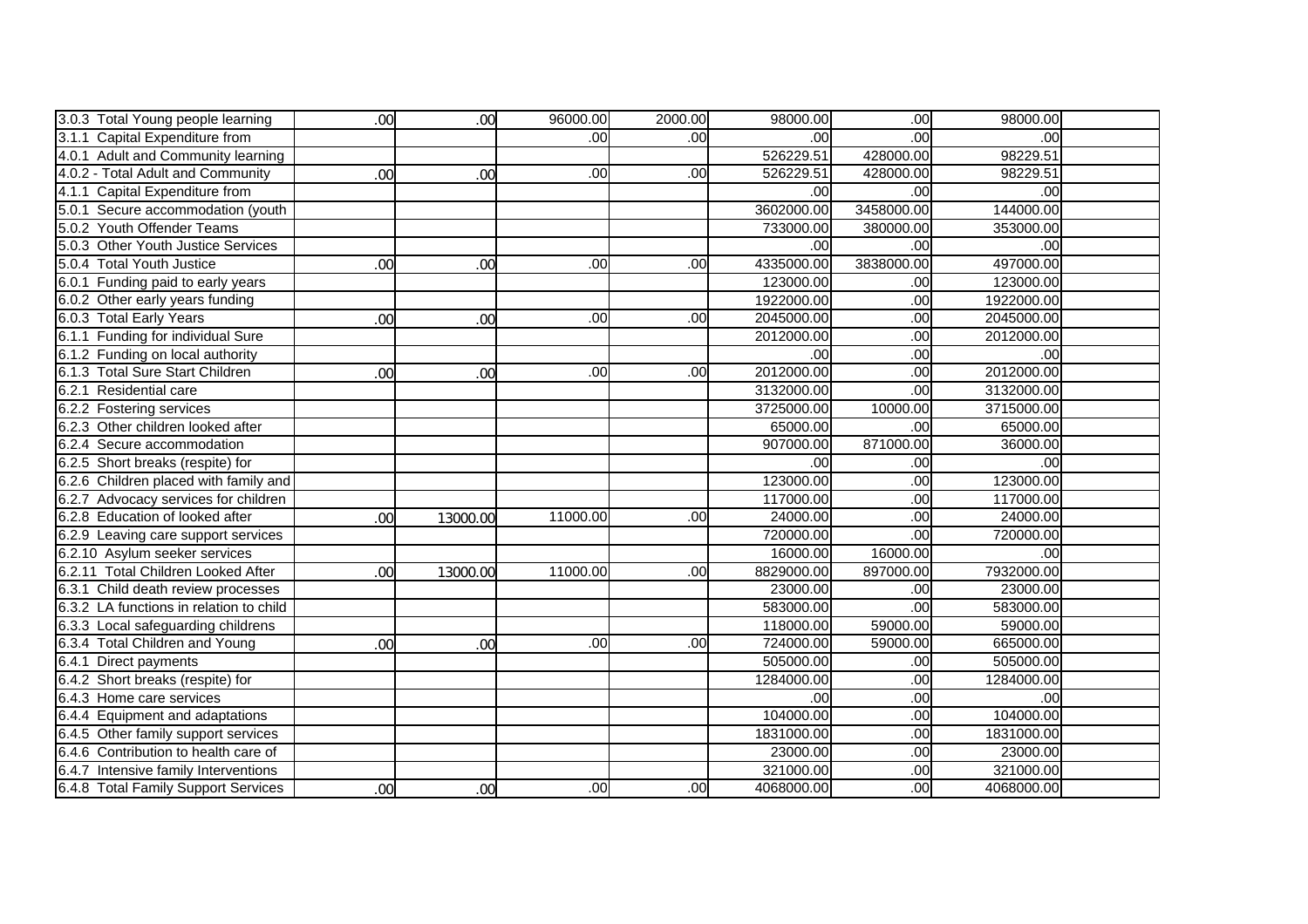| | | | | | | | | |
|---|---|---|---|---|---|---|---|---|
| 3.0.3 Total Young people learning | .00 | .00 | 96000.00 | 2000.00 | 98000.00 | .00 | 98000.00 | |
| 3.1.1 Capital Expenditure from | | | .00 | .00 | .00 | .00 | .00 | |
| 4.0.1 Adult and Community learning | | | | | 526229.51 | 428000.00 | 98229.51 | |
| 4.0.2 - Total Adult and Community | .00 | .00 | .00 | .00 | 526229.51 | 428000.00 | 98229.51 | |
| 4.1.1 Capital Expenditure from | | | | | .00 | .00 | .00 | |
| 5.0.1 Secure accommodation (youth | | | | | 3602000.00 | 3458000.00 | 144000.00 | |
| 5.0.2 Youth Offender Teams | | | | | 733000.00 | 380000.00 | 353000.00 | |
| 5.0.3 Other Youth Justice Services | | | | | .00 | .00 | .00 | |
| 5.0.4 Total Youth Justice | .00 | .00 | .00 | .00 | 4335000.00 | 3838000.00 | 497000.00 | |
| 6.0.1 Funding paid to early years | | | | | 123000.00 | .00 | 123000.00 | |
| 6.0.2 Other early years funding | | | | | 1922000.00 | .00 | 1922000.00 | |
| 6.0.3 Total Early Years | .00 | .00 | .00 | .00 | 2045000.00 | .00 | 2045000.00 | |
| 6.1.1 Funding for individual Sure | | | | | 2012000.00 | .00 | 2012000.00 | |
| 6.1.2 Funding on local authority | | | | | .00 | .00 | .00 | |
| 6.1.3 Total Sure Start Children | .00 | .00 | .00 | .00 | 2012000.00 | .00 | 2012000.00 | |
| 6.2.1 Residential care | | | | | 3132000.00 | .00 | 3132000.00 | |
| 6.2.2 Fostering services | | | | | 3725000.00 | 10000.00 | 3715000.00 | |
| 6.2.3 Other children looked after | | | | | 65000.00 | .00 | 65000.00 | |
| 6.2.4 Secure accommodation | | | | | 907000.00 | 871000.00 | 36000.00 | |
| 6.2.5 Short breaks (respite) for | | | | | .00 | .00 | .00 | |
| 6.2.6 Children placed with family and | | | | | 123000.00 | .00 | 123000.00 | |
| 6.2.7 Advocacy services for children | | | | | 117000.00 | .00 | 117000.00 | |
| 6.2.8 Education of looked after | .00 | 13000.00 | 11000.00 | .00 | 24000.00 | .00 | 24000.00 | |
| 6.2.9 Leaving care support services | | | | | 720000.00 | .00 | 720000.00 | |
| 6.2.10 Asylum seeker services | | | | | 16000.00 | 16000.00 | .00 | |
| 6.2.11 Total Children Looked After | .00 | 13000.00 | 11000.00 | .00 | 8829000.00 | 897000.00 | 7932000.00 | |
| 6.3.1 Child death review processes | | | | | 23000.00 | .00 | 23000.00 | |
| 6.3.2 LA functions in relation to child | | | | | 583000.00 | .00 | 583000.00 | |
| 6.3.3 Local safeguarding childrens | | | | | 118000.00 | 59000.00 | 59000.00 | |
| 6.3.4 Total Children and Young | .00 | .00 | .00 | .00 | 724000.00 | 59000.00 | 665000.00 | |
| 6.4.1 Direct payments | | | | | 505000.00 | .00 | 505000.00 | |
| 6.4.2 Short breaks (respite) for | | | | | 1284000.00 | .00 | 1284000.00 | |
| 6.4.3 Home care services | | | | | .00 | .00 | .00 | |
| 6.4.4 Equipment and adaptations | | | | | 104000.00 | .00 | 104000.00 | |
| 6.4.5 Other family support services | | | | | 1831000.00 | .00 | 1831000.00 | |
| 6.4.6 Contribution to health care of | | | | | 23000.00 | .00 | 23000.00 | |
| 6.4.7 Intensive family Interventions | | | | | 321000.00 | .00 | 321000.00 | |
| 6.4.8 Total Family Support Services | .00 | .00 | .00 | .00 | 4068000.00 | .00 | 4068000.00 | |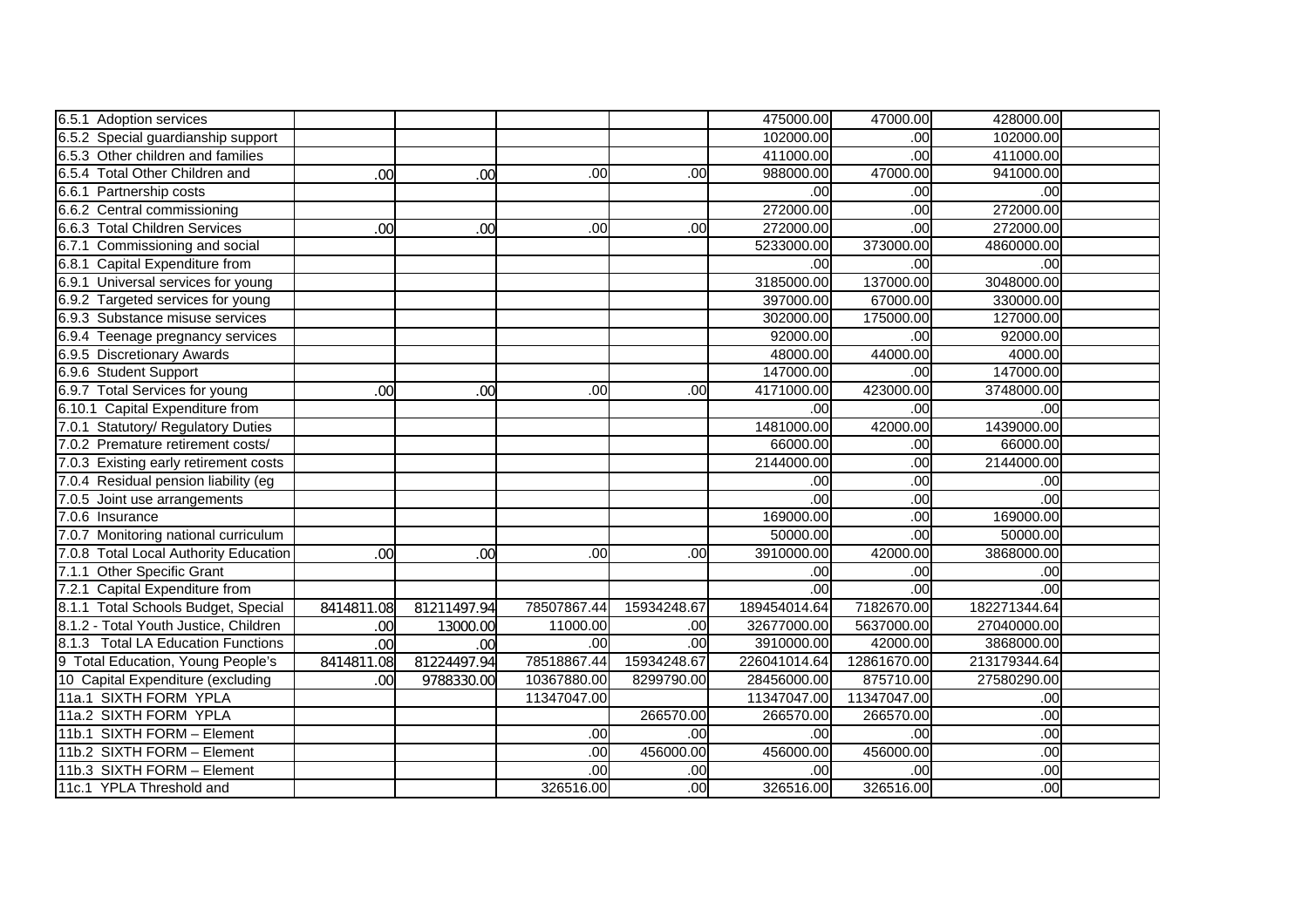| | | | | | | | | |
|---|---|---|---|---|---|---|---|---|
| 6.5.1 Adoption services | | | | | 475000.00 | 47000.00 | 428000.00 | |
| 6.5.2 Special guardianship support | | | | | 102000.00 | .00 | 102000.00 | |
| 6.5.3 Other children and families | | | | | 411000.00 | .00 | 411000.00 | |
| 6.5.4 Total Other Children and | .00 | .00 | .00 | .00 | 988000.00 | 47000.00 | 941000.00 | |
| 6.6.1 Partnership costs | | | | | .00 | .00 | .00 | |
| 6.6.2 Central commissioning | | | | | 272000.00 | .00 | 272000.00 | |
| 6.6.3 Total Children Services | .00 | .00 | .00 | .00 | 272000.00 | .00 | 272000.00 | |
| 6.7.1 Commissioning and social | | | | | 5233000.00 | 373000.00 | 4860000.00 | |
| 6.8.1 Capital Expenditure from | | | | | .00 | .00 | .00 | |
| 6.9.1 Universal services for young | | | | | 3185000.00 | 137000.00 | 3048000.00 | |
| 6.9.2 Targeted services for young | | | | | 397000.00 | 67000.00 | 330000.00 | |
| 6.9.3 Substance misuse services | | | | | 302000.00 | 175000.00 | 127000.00 | |
| 6.9.4 Teenage pregnancy services | | | | | 92000.00 | .00 | 92000.00 | |
| 6.9.5 Discretionary Awards | | | | | 48000.00 | 44000.00 | 4000.00 | |
| 6.9.6 Student Support | | | | | 147000.00 | .00 | 147000.00 | |
| 6.9.7 Total Services for young | .00 | .00 | .00 | .00 | 4171000.00 | 423000.00 | 3748000.00 | |
| 6.10.1 Capital Expenditure from | | | | | .00 | .00 | .00 | |
| 7.0.1 Statutory/ Regulatory Duties | | | | | 1481000.00 | 42000.00 | 1439000.00 | |
| 7.0.2 Premature retirement costs/ | | | | | 66000.00 | .00 | 66000.00 | |
| 7.0.3 Existing early retirement costs | | | | | 2144000.00 | .00 | 2144000.00 | |
| 7.0.4 Residual pension liability (eg | | | | | .00 | .00 | .00 | |
| 7.0.5 Joint use arrangements | | | | | .00 | .00 | .00 | |
| 7.0.6 Insurance | | | | | 169000.00 | .00 | 169000.00 | |
| 7.0.7 Monitoring national curriculum | | | | | 50000.00 | .00 | 50000.00 | |
| 7.0.8 Total Local Authority Education | .00 | .00 | .00 | .00 | 3910000.00 | 42000.00 | 3868000.00 | |
| 7.1.1 Other Specific Grant | | | | | .00 | .00 | .00 | |
| 7.2.1 Capital Expenditure from | | | | | .00 | .00 | .00 | |
| 8.1.1 Total Schools Budget, Special | 8414811.08 | 81211497.94 | 78507867.44 | 15934248.67 | 189454014.64 | 7182670.00 | 182271344.64 | |
| 8.1.2 - Total Youth Justice, Children | .00 | 13000.00 | 11000.00 | .00 | 32677000.00 | 5637000.00 | 27040000.00 | |
| 8.1.3 Total LA Education Functions | .00 | .00 | .00 | .00 | 3910000.00 | 42000.00 | 3868000.00 | |
| 9 Total Education, Young People's | 8414811.08 | 81224497.94 | 78518867.44 | 15934248.67 | 226041014.64 | 12861670.00 | 213179344.64 | |
| 10 Capital Expenditure (excluding | .00 | 9788330.00 | 10367880.00 | 8299790.00 | 28456000.00 | 875710.00 | 27580290.00 | |
| 11a.1 SIXTH FORM YPLA | | | 11347047.00 | | 11347047.00 | 11347047.00 | .00 | |
| 11a.2 SIXTH FORM YPLA | | | | 266570.00 | 266570.00 | 266570.00 | .00 | |
| 11b.1 SIXTH FORM – Element | | | .00 | .00 | .00 | .00 | .00 | |
| 11b.2 SIXTH FORM – Element | | | .00 | 456000.00 | 456000.00 | 456000.00 | .00 | |
| 11b.3 SIXTH FORM – Element | | | .00 | .00 | .00 | .00 | .00 | |
| 11c.1 YPLA Threshold and | | | 326516.00 | .00 | 326516.00 | 326516.00 | .00 | |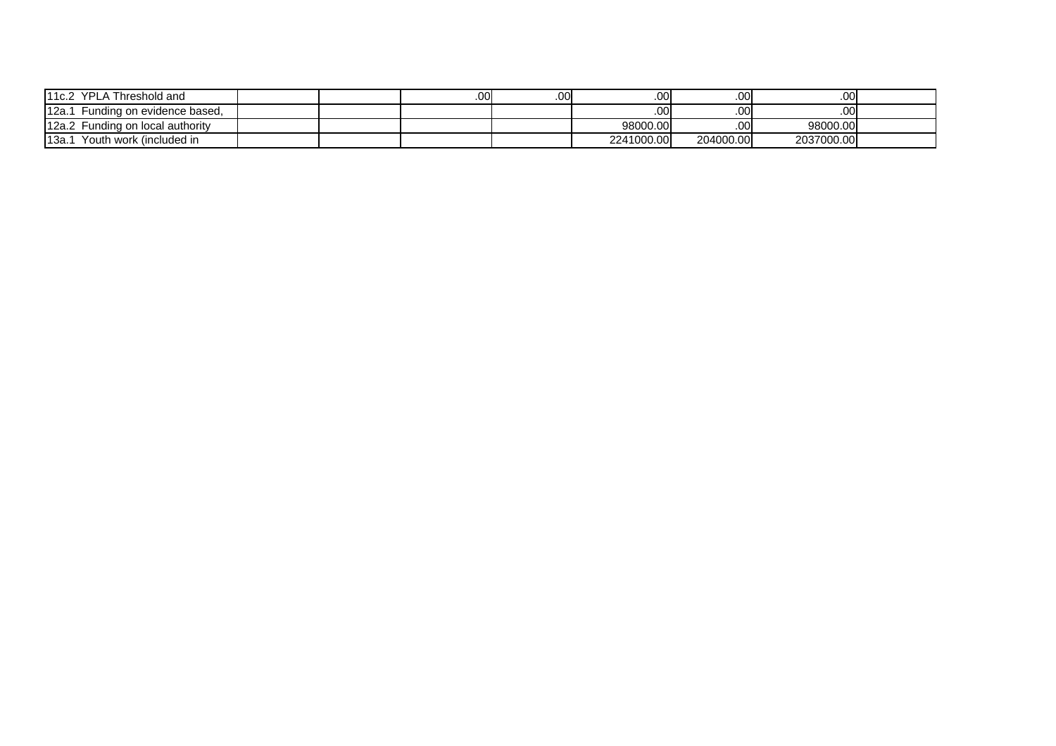| | | | | | | | | |
|---|---|---|---|---|---|---|---|---|
| 11c.2 YPLA Threshold and | | | .00 | .00 | .00 | .00 | .00 | |
| 12a.1 Funding on evidence based, | | | | | .00 | .00 | .00 | |
| 12a.2 Funding on local authority | | | | | 98000.00 | .00 | 98000.00 | |
| 13a.1 Youth work (included in | | | | | 2241000.00 | 204000.00 | 2037000.00 | |